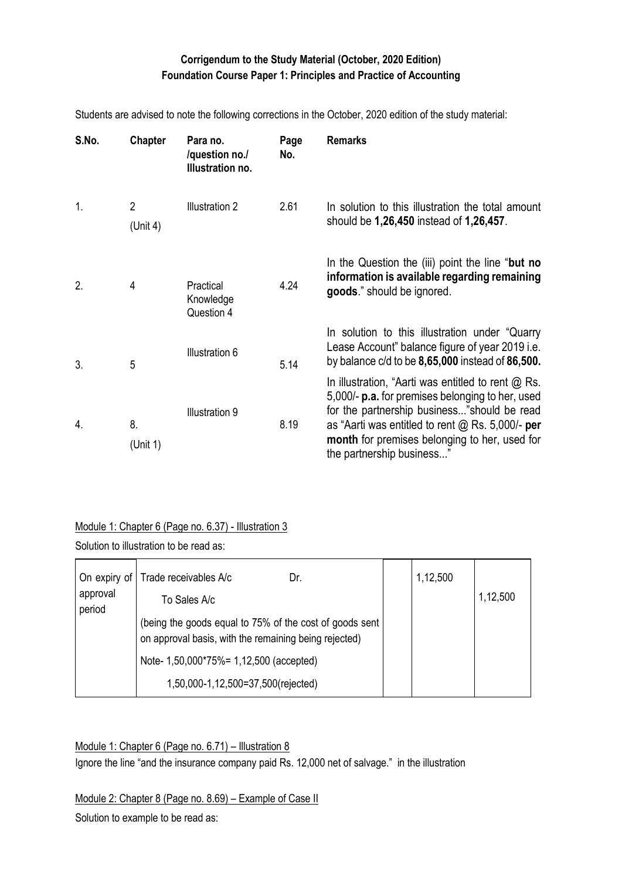**Corrigendum to the Study Material (October, 2020 Edition)**
**Foundation Course Paper 1: Principles and Practice of Accounting**

Students are advised to note the following corrections in the October, 2020 edition of the study material:

| S.No. | Chapter | Para no. /question no./ Illustration no. | Page No. | Remarks |
|---|---|---|---|---|
| 1. | 2 (Unit 4) | Illustration 2 | 2.61 | In solution to this illustration the total amount should be **1,26,450** instead of **1,26,457**. |
| 2. | 4 | Practical Knowledge Question 4 | 4.24 | In the Question the (iii) point the line "**but no information is available regarding remaining goods**." should be ignored. |
| 3. | 5 | Illustration 6 | 5.14 | In solution to this illustration under "Quarry Lease Account" balance figure of year 2019 i.e. by balance c/d to be **8,65,000** instead of **86,500.** |
| 4. | 8. (Unit 1) | Illustration 9 | 8.19 | In illustration, "Aarti was entitled to rent @ Rs. 5,000/- **p.a.** for premises belonging to her, used for the partnership business..."should be read as "Aarti was entitled to rent @ Rs. 5,000/- **per month** for premises belonging to her, used for the partnership business..." |

Module 1: Chapter 6 (Page no. 6.37) - Illustration 3

Solution to illustration to be read as:

| | | | | |
|---|---|---|---|---|
| On expiry of approval period | Trade receivables A/c Dr. | | 1,12,500 | |
| | To Sales A/c | | | 1,12,500 |
| | (being the goods equal to 75% of the cost of goods sent on approval basis, with the remaining being rejected) | | | |
| | Note- 1,50,000*75%= 1,12,500 (accepted) | | | |
| | 1,50,000-1,12,500=37,500(rejected) | | | |

Module 1: Chapter 6 (Page no. 6.71) – Illustration 8

Ignore the line "and the insurance company paid Rs. 12,000 net of salvage." in the illustration

Module 2: Chapter 8 (Page no. 8.69) – Example of Case II

Solution to example to be read as: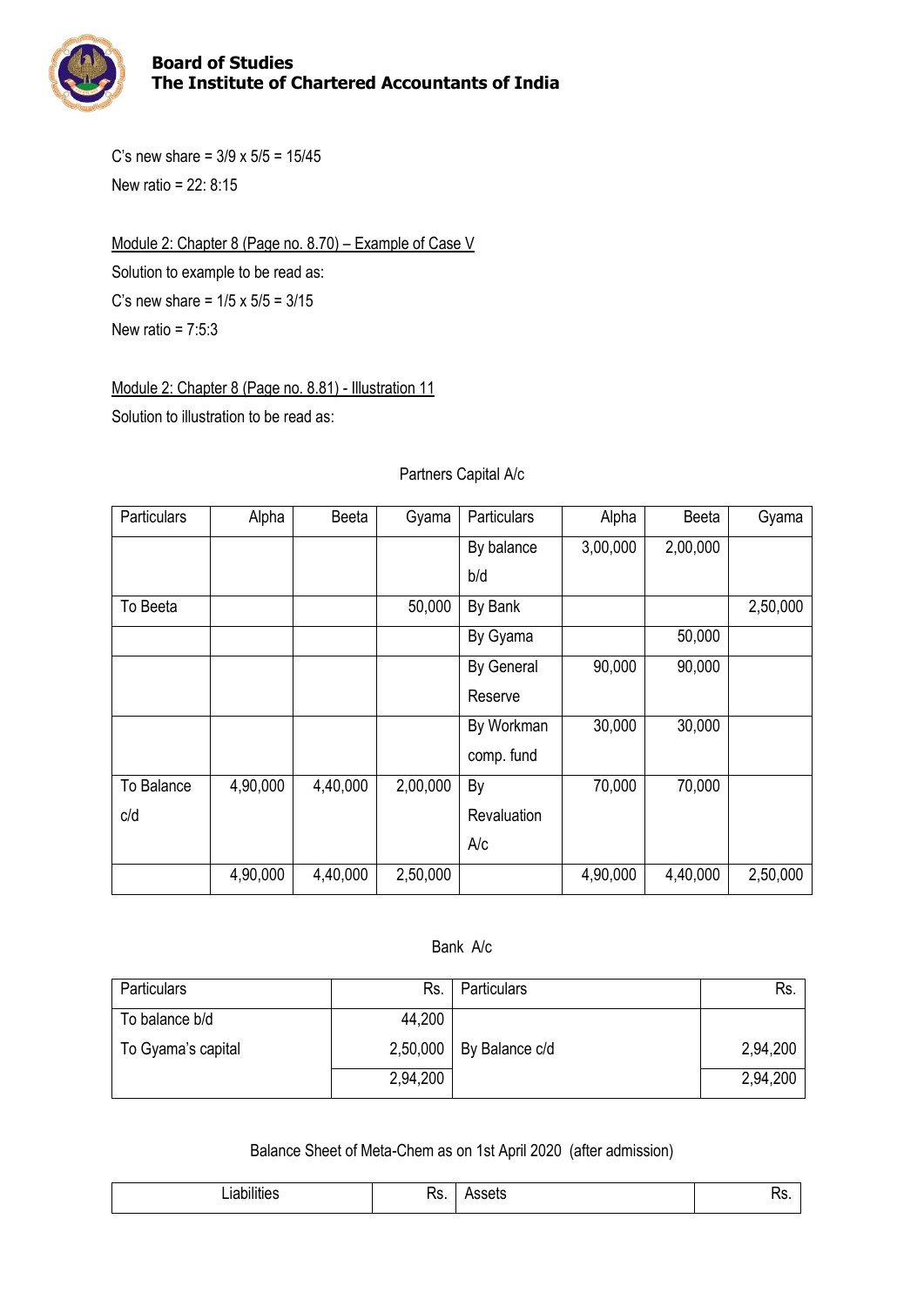C's new share = 3/9 x 5/5 = 15/45

New ratio = 22: 8:15

Module 2: Chapter 8 (Page no. 8.70) – Example of Case V

Solution to example to be read as:

C's new share = 1/5 x 5/5 = 3/15

New ratio = 7:5:3

Module 2: Chapter 8 (Page no. 8.81) - Illustration 11

Solution to illustration to be read as:

Partners Capital A/c

| Particulars | Alpha | Beeta | Gyama | Particulars | Alpha | Beeta | Gyama |
|---|---|---|---|---|---|---|---|
| | | | | By balance b/d | 3,00,000 | 2,00,000 | |
| To Beeta | | | 50,000 | By Bank | | | 2,50,000 |
| | | | | By Gyama | | 50,000 | |
| | | | | By General Reserve | 90,000 | 90,000 | |
| | | | | By Workman comp. fund | 30,000 | 30,000 | |
| To Balance c/d | 4,90,000 | 4,40,000 | 2,00,000 | By Revaluation A/c | 70,000 | 70,000 | |
| | 4,90,000 | 4,40,000 | 2,50,000 | | 4,90,000 | 4,40,000 | 2,50,000 |

Bank A/c

| Particulars | Rs. | Particulars | Rs. |
|---|---|---|---|
| To balance b/d | 44,200 | | |
| To Gyama's capital | 2,50,000 | By Balance c/d | 2,94,200 |
| | 2,94,200 | | 2,94,200 |

Balance Sheet of Meta-Chem as on 1st April 2020 (after admission)

| Liabilities | Rs. | Assets | Rs. |
|---|---|---|---|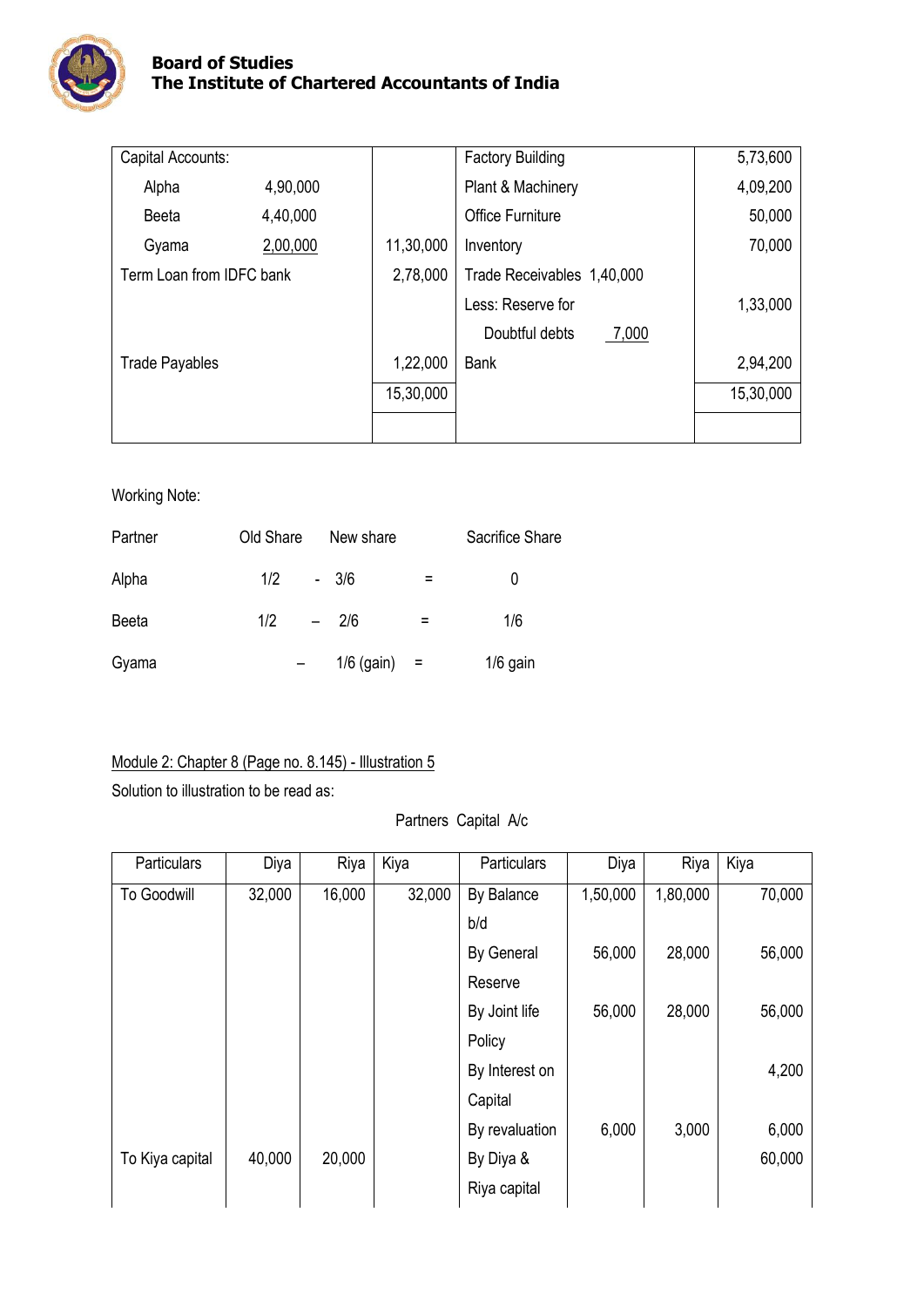| Capital Accounts: | | | Factory Building | | 5,73,600 |
|---|---|---|---|---|---|
| Alpha | 4,90,000 | | Plant & Machinery | | 4,09,200 |
| Beeta | 4,40,000 | | Office Furniture | | 50,000 |
| Gyama | 2,00,000 | 11,30,000 | Inventory | | 70,000 |
| Term Loan from IDFC bank | | 2,78,000 | Trade Receivables | 1,40,000 | |
| | | | Less: Reserve for Doubtful debts | 7,000 | 1,33,000 |
| Trade Payables | | 1,22,000 | Bank | | 2,94,200 |
| | | 15,30,000 | | | 15,30,000 |

Working Note:

| Partner | Old Share | | New share | | Sacrifice Share |
|---|---|---|---|---|---|
| Alpha | 1/2 | - | 3/6 | = | 0 |
| Beeta | 1/2 | – | 2/6 | = | 1/6 |
| Gyama | | – | 1/6 (gain) | = | 1/6 gain |

Module 2: Chapter 8 (Page no. 8.145) - Illustration 5

Solution to illustration to be read as:

Partners Capital A/c

| Particulars | Diya | Riya | Kiya | Particulars | Diya | Riya | Kiya |
|---|---|---|---|---|---|---|---|
| To Goodwill | 32,000 | 16,000 | 32,000 | By Balance b/d | 1,50,000 | 1,80,000 | 70,000 |
| | | | | By General Reserve | 56,000 | 28,000 | 56,000 |
| | | | | By Joint life Policy | 56,000 | 28,000 | 56,000 |
| | | | | By Interest on Capital | | | 4,200 |
| | | | | By revaluation | 6,000 | 3,000 | 6,000 |
| To Kiya capital | 40,000 | 20,000 | | By Diya & Riya capital | | | 60,000 |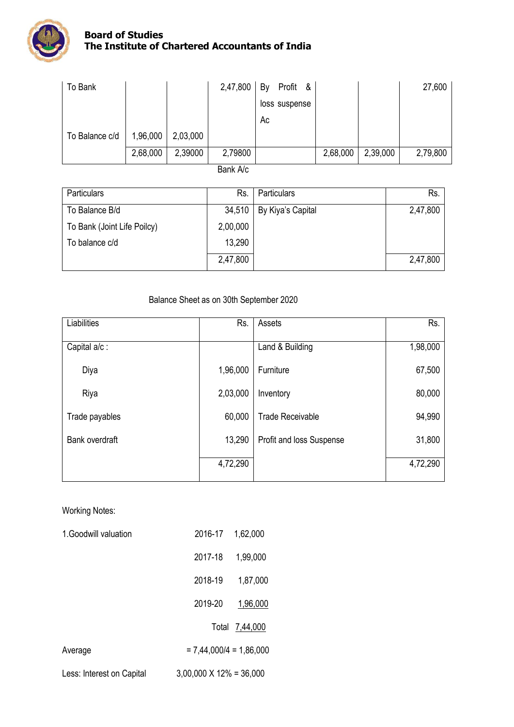| | | | | | | | |
|---|---|---|---|---|---|---|---|
| To Bank | | | 2,47,800 | By Profit & loss suspense Ac | | | 27,600 |
| To Balance c/d | 1,96,000 | 2,03,000 | | | | | |
| | 2,68,000 | 2,39000 | 2,79800 | | 2,68,000 | 2,39,000 | 2,79,800 |

Bank A/c

| Particulars | Rs. | Particulars | Rs. |
|---|---|---|---|
| To Balance B/d | 34,510 | By Kiya's Capital | 2,47,800 |
| To Bank (Joint Life Poilcy) | 2,00,000 | | |
| To balance c/d | 13,290 | | |
| | 2,47,800 | | 2,47,800 |

Balance Sheet as on 30th September 2020

| Liabilities | Rs. | Assets | Rs. |
|---|---|---|---|
| Capital a/c : | | Land & Building | 1,98,000 |
| Diya | 1,96,000 | Furniture | 67,500 |
| Riya | 2,03,000 | Inventory | 80,000 |
| Trade payables | 60,000 | Trade Receivable | 94,990 |
| Bank overdraft | 13,290 | Profit and loss Suspense | 31,800 |
| | 4,72,290 | | 4,72,290 |

Working Notes:

1.Goodwill valuation

| | |
|---|---|
| 2016-17 | 1,62,000 |
| 2017-18 | 1,99,000 |
| 2018-19 | 1,87,000 |
| 2019-20 | 1,96,000 |
| Total | 7,44,000 |

Average = 7,44,000/4 = 1,86,000

Less: Interest on Capital 3,00,000 X 12% = 36,000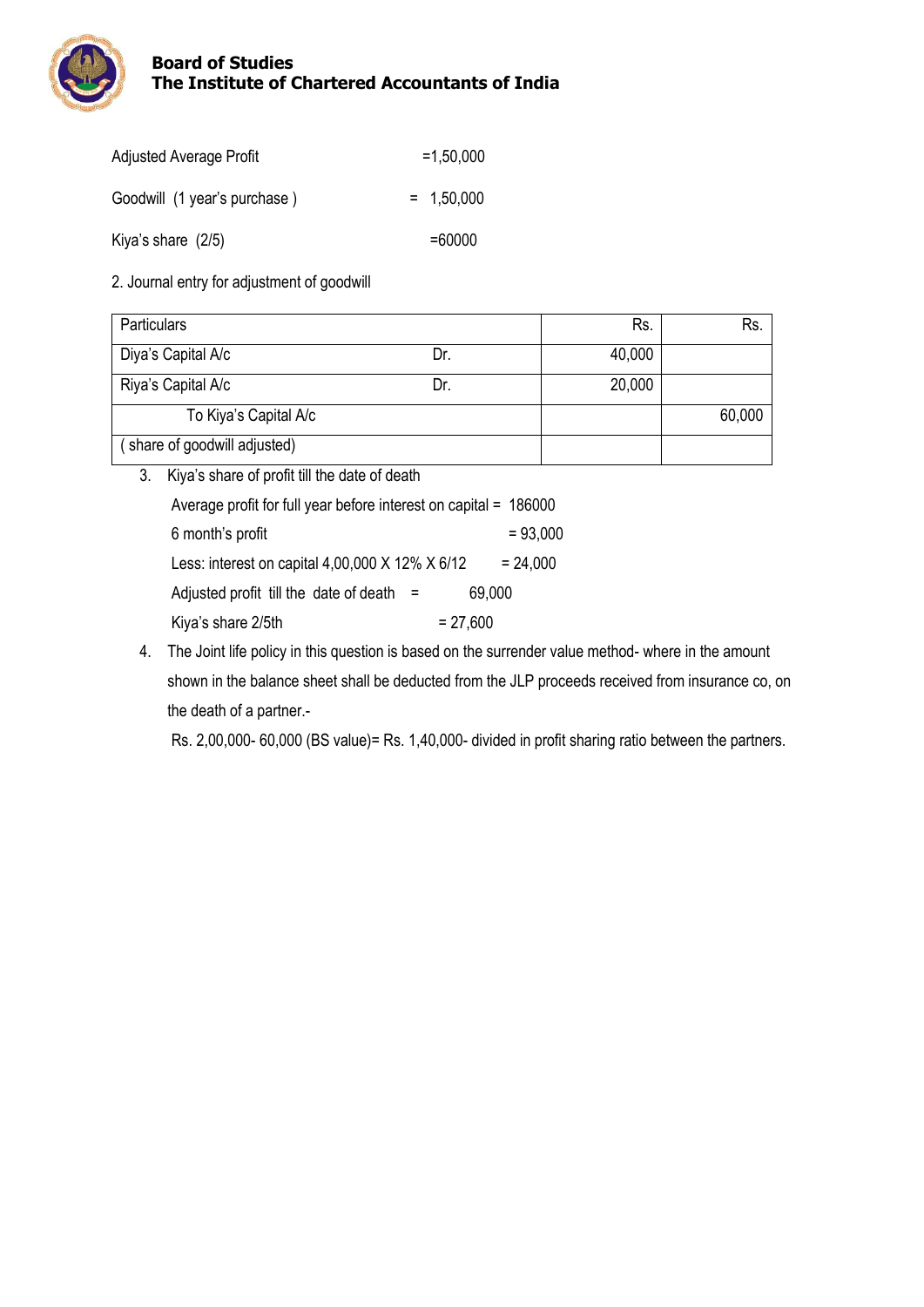Adjusted Average Profit =1,50,000

Goodwill (1 year's purchase ) = 1,50,000

Kiya's share (2/5) =60000

2. Journal entry for adjustment of goodwill

| Particulars | | Rs. | Rs. |
|---|---|---|---|
| Diya's Capital A/c | Dr. | 40,000 | |
| Riya's Capital A/c | Dr. | 20,000 | |
| To Kiya's Capital A/c | | | 60,000 |
| ( share of goodwill adjusted) | | | |

3. Kiya's share of profit till the date of death

   Average profit for full year before interest on capital = 186000

   6 month's profit = 93,000

   Less: interest on capital 4,00,000 X 12% X 6/12 = 24,000

   Adjusted profit till the date of death = 69,000

   Kiya's share 2/5th = 27,600

4. The Joint life policy in this question is based on the surrender value method- where in the amount shown in the balance sheet shall be deducted from the JLP proceeds received from insurance co, on the death of a partner.-

   Rs. 2,00,000- 60,000 (BS value)= Rs. 1,40,000- divided in profit sharing ratio between the partners.